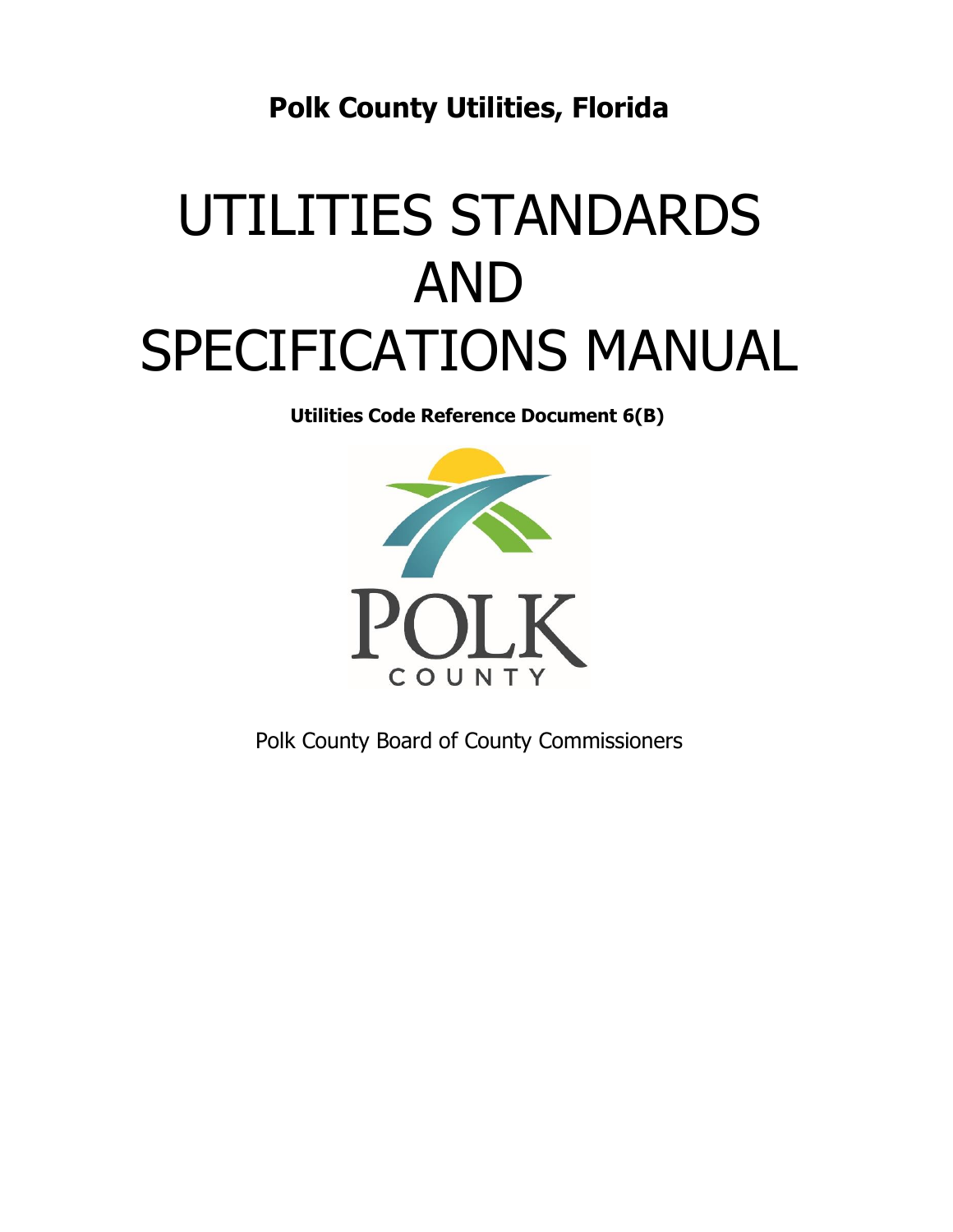**Polk County Utilities, Florida**

# UTILITIES STANDARDS AND SPECIFICATIONS MANUAL

**Utilities Code Reference Document 6(B)**

Polk County Board of County Commissioners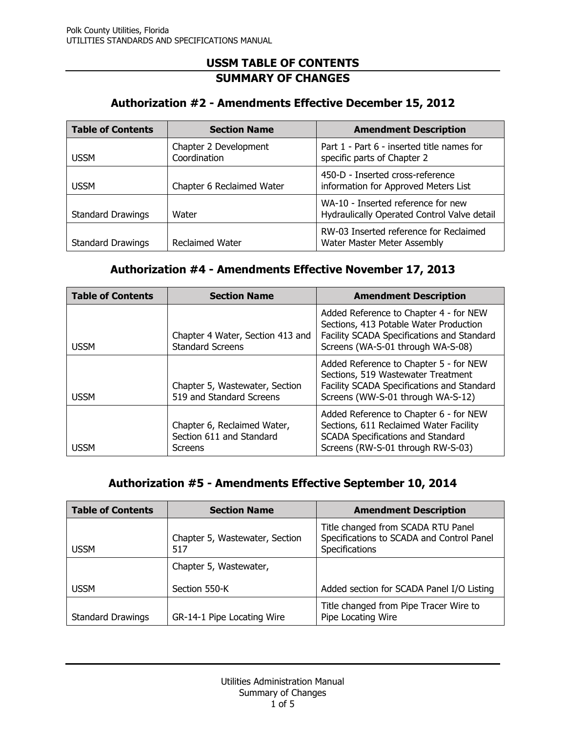## USSM TABLE OF CONTENTS
## SUMMARY OF CHANGES

### Authorization #2 - Amendments Effective December 15, 2012

| Table of Contents | Section Name | Amendment Description |
| --- | --- | --- |
| USSM | Chapter 2 Development Coordination | Part 1 - Part 6 - inserted title names for specific parts of Chapter 2 |
| USSM | Chapter 6 Reclaimed Water | 450-D - Inserted cross-reference information for Approved Meters List |
| Standard Drawings | Water | WA-10 - Inserted reference for new Hydraulically Operated Control Valve detail |
| Standard Drawings | Reclaimed Water | RW-03 Inserted reference for Reclaimed Water Master Meter Assembly |

### Authorization #4 - Amendments Effective November 17, 2013

| Table of Contents | Section Name | Amendment Description |
| --- | --- | --- |
| USSM | Chapter 4 Water, Section 413 and Standard Screens | Added Reference to Chapter 4 - for NEW Sections, 413 Potable Water Production Facility SCADA Specifications and Standard Screens (WA-S-01 through WA-S-08) |
| USSM | Chapter 5, Wastewater, Section 519 and Standard Screens | Added Reference to Chapter 5 - for NEW Sections, 519 Wastewater Treatment Facility SCADA Specifications and Standard Screens (WW-S-01 through WA-S-12) |
| USSM | Chapter 6, Reclaimed Water, Section 611 and Standard Screens | Added Reference to Chapter 6 - for NEW Sections, 611 Reclaimed Water Facility SCADA Specifications and Standard Screens (RW-S-01 through RW-S-03) |

### Authorization #5 - Amendments Effective September 10, 2014

| Table of Contents | Section Name | Amendment Description |
| --- | --- | --- |
| USSM | Chapter 5, Wastewater, Section 517 | Title changed from SCADA RTU Panel Specifications to SCADA and Control Panel Specifications |
| USSM | Chapter 5, Wastewater, Section 550-K | Added section for SCADA Panel I/O Listing |
| Standard Drawings | GR-14-1 Pipe Locating Wire | Title changed from Pipe Tracer Wire to Pipe Locating Wire |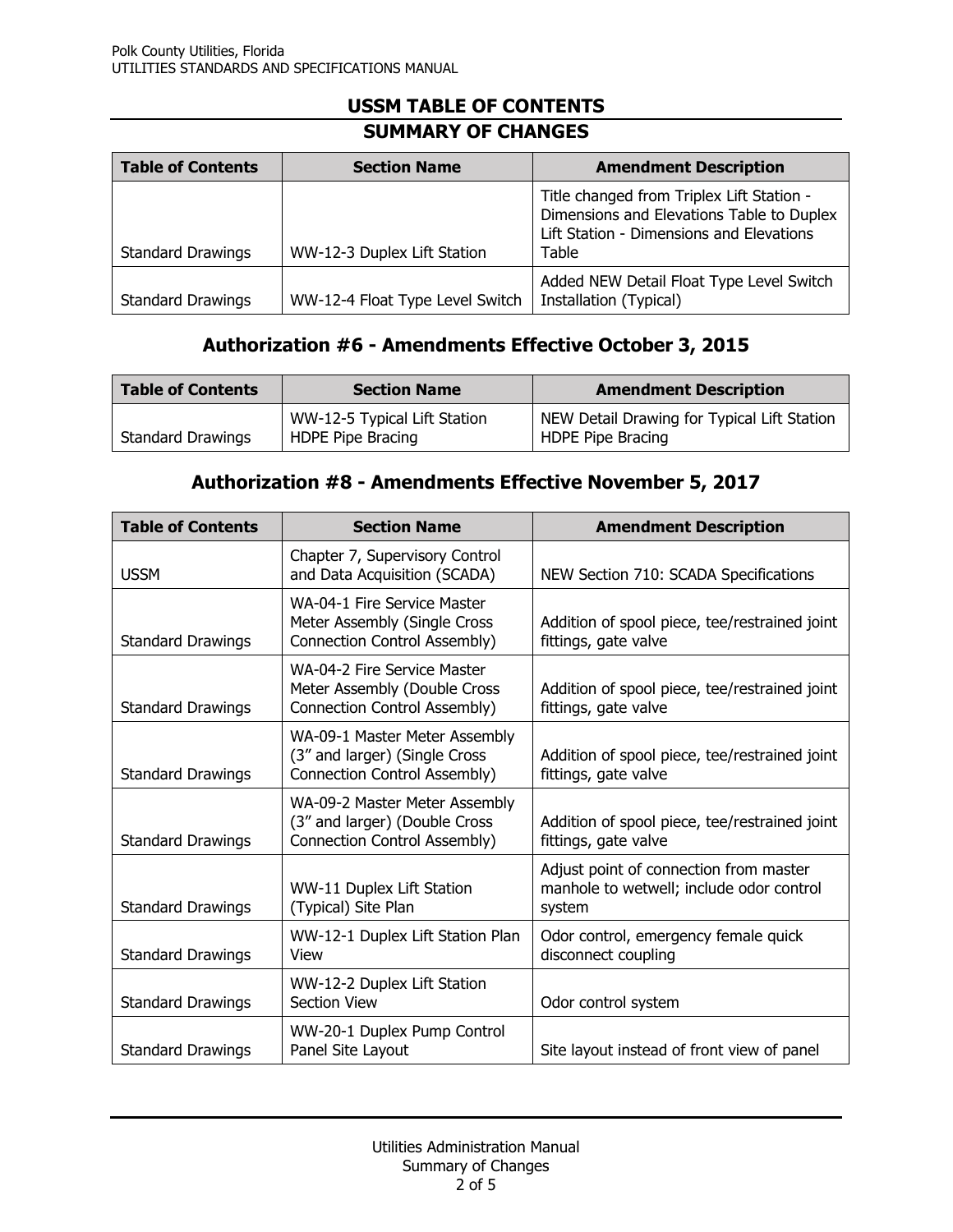## USSM TABLE OF CONTENTS

## SUMMARY OF CHANGES

| Table of Contents | Section Name | Amendment Description |
|---|---|---|
| Standard Drawings | WW-12-3 Duplex Lift Station | Title changed from Triplex Lift Station - Dimensions and Elevations Table to Duplex Lift Station - Dimensions and Elevations Table |
| Standard Drawings | WW-12-4 Float Type Level Switch | Added NEW Detail Float Type Level Switch Installation (Typical) |

### Authorization #6 - Amendments Effective October 3, 2015

| Table of Contents | Section Name | Amendment Description |
|---|---|---|
| Standard Drawings | WW-12-5 Typical Lift Station HDPE Pipe Bracing | NEW Detail Drawing for Typical Lift Station HDPE Pipe Bracing |

### Authorization #8 - Amendments Effective November 5, 2017

| Table of Contents | Section Name | Amendment Description |
|---|---|---|
| USSM | Chapter 7, Supervisory Control and Data Acquisition (SCADA) | NEW Section 710: SCADA Specifications |
| Standard Drawings | WA-04-1 Fire Service Master Meter Assembly (Single Cross Connection Control Assembly) | Addition of spool piece, tee/restrained joint fittings, gate valve |
| Standard Drawings | WA-04-2 Fire Service Master Meter Assembly (Double Cross Connection Control Assembly) | Addition of spool piece, tee/restrained joint fittings, gate valve |
| Standard Drawings | WA-09-1 Master Meter Assembly (3" and larger) (Single Cross Connection Control Assembly) | Addition of spool piece, tee/restrained joint fittings, gate valve |
| Standard Drawings | WA-09-2 Master Meter Assembly (3" and larger) (Double Cross Connection Control Assembly) | Addition of spool piece, tee/restrained joint fittings, gate valve |
| Standard Drawings | WW-11 Duplex Lift Station (Typical) Site Plan | Adjust point of connection from master manhole to wetwell; include odor control system |
| Standard Drawings | WW-12-1 Duplex Lift Station Plan View | Odor control, emergency female quick disconnect coupling |
| Standard Drawings | WW-12-2 Duplex Lift Station Section View | Odor control system |
| Standard Drawings | WW-20-1 Duplex Pump Control Panel Site Layout | Site layout instead of front view of panel |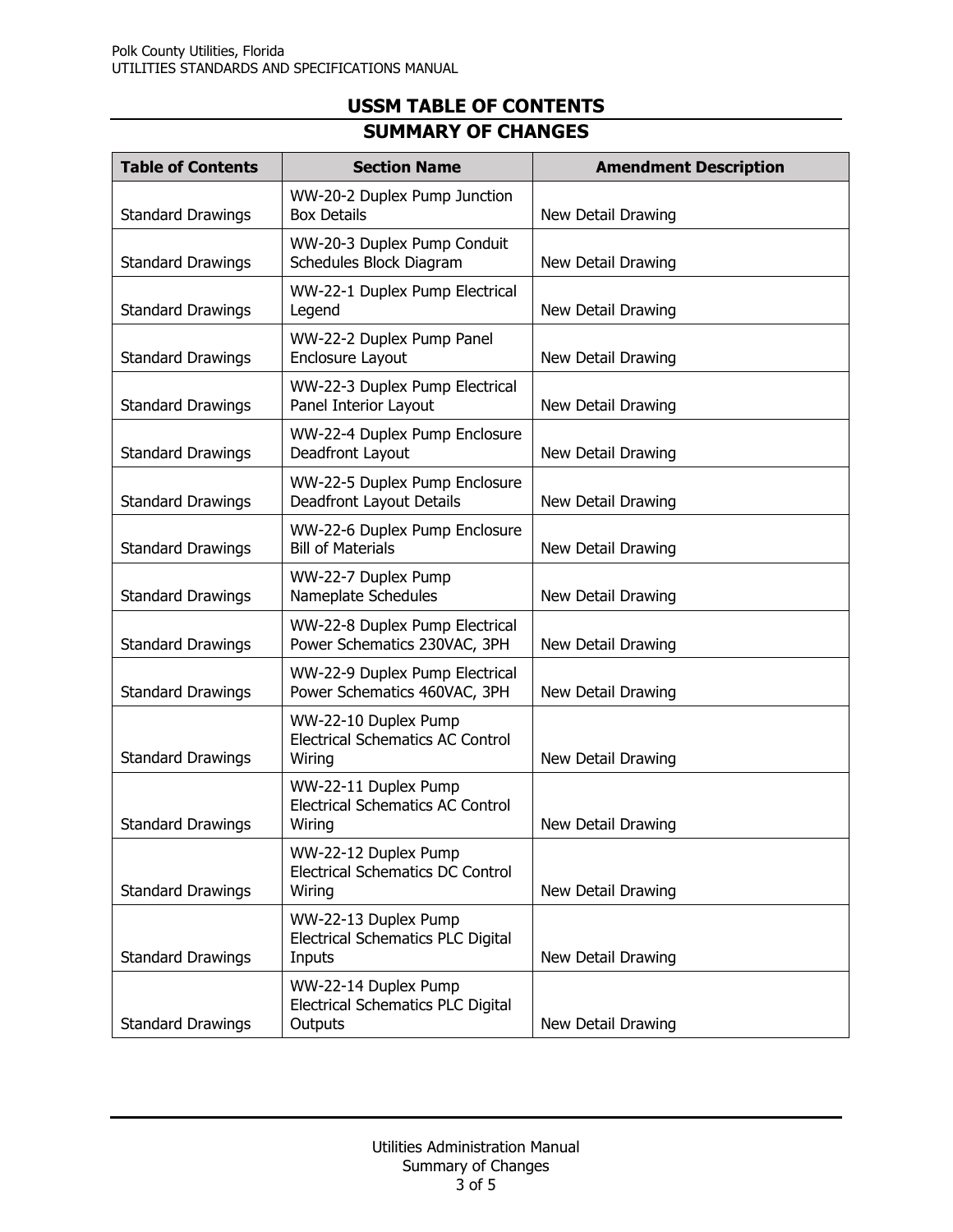## USSM TABLE OF CONTENTS

## SUMMARY OF CHANGES

| Table of Contents | Section Name | Amendment Description |
|---|---|---|
| Standard Drawings | WW-20-2 Duplex Pump Junction Box Details | New Detail Drawing |
| Standard Drawings | WW-20-3 Duplex Pump Conduit Schedules Block Diagram | New Detail Drawing |
| Standard Drawings | WW-22-1 Duplex Pump Electrical Legend | New Detail Drawing |
| Standard Drawings | WW-22-2 Duplex Pump Panel Enclosure Layout | New Detail Drawing |
| Standard Drawings | WW-22-3 Duplex Pump Electrical Panel Interior Layout | New Detail Drawing |
| Standard Drawings | WW-22-4 Duplex Pump Enclosure Deadfront Layout | New Detail Drawing |
| Standard Drawings | WW-22-5 Duplex Pump Enclosure Deadfront Layout Details | New Detail Drawing |
| Standard Drawings | WW-22-6 Duplex Pump Enclosure Bill of Materials | New Detail Drawing |
| Standard Drawings | WW-22-7 Duplex Pump Nameplate Schedules | New Detail Drawing |
| Standard Drawings | WW-22-8 Duplex Pump Electrical Power Schematics 230VAC, 3PH | New Detail Drawing |
| Standard Drawings | WW-22-9 Duplex Pump Electrical Power Schematics 460VAC, 3PH | New Detail Drawing |
| Standard Drawings | WW-22-10 Duplex Pump Electrical Schematics AC Control Wiring | New Detail Drawing |
| Standard Drawings | WW-22-11 Duplex Pump Electrical Schematics AC Control Wiring | New Detail Drawing |
| Standard Drawings | WW-22-12 Duplex Pump Electrical Schematics DC Control Wiring | New Detail Drawing |
| Standard Drawings | WW-22-13 Duplex Pump Electrical Schematics PLC Digital Inputs | New Detail Drawing |
| Standard Drawings | WW-22-14 Duplex Pump Electrical Schematics PLC Digital Outputs | New Detail Drawing |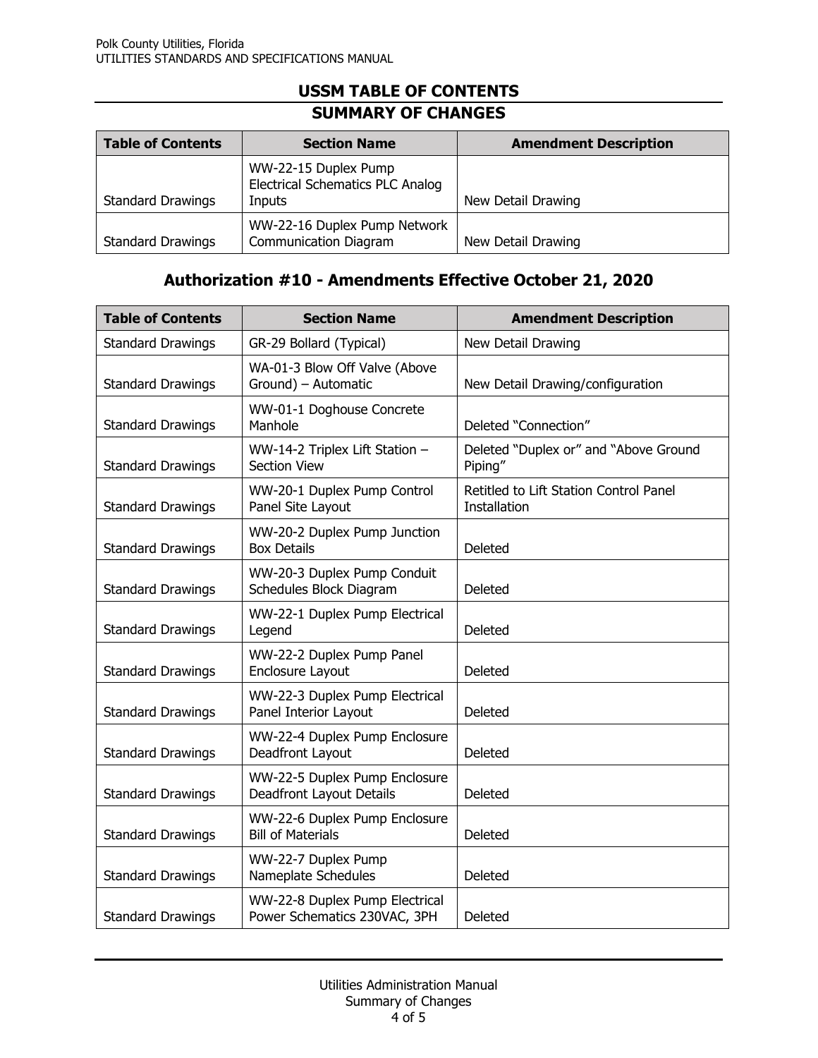## USSM TABLE OF CONTENTS

## SUMMARY OF CHANGES

| Table of Contents | Section Name | Amendment Description |
|---|---|---|
| Standard Drawings | WW-22-15 Duplex Pump Electrical Schematics PLC Analog Inputs | New Detail Drawing |
| Standard Drawings | WW-22-16 Duplex Pump Network Communication Diagram | New Detail Drawing |

## Authorization #10 - Amendments Effective October 21, 2020

| Table of Contents | Section Name | Amendment Description |
|---|---|---|
| Standard Drawings | GR-29 Bollard (Typical) | New Detail Drawing |
| Standard Drawings | WA-01-3 Blow Off Valve (Above Ground) – Automatic | New Detail Drawing/configuration |
| Standard Drawings | WW-01-1 Doghouse Concrete Manhole | Deleted "Connection" |
| Standard Drawings | WW-14-2 Triplex Lift Station – Section View | Deleted "Duplex or" and "Above Ground Piping" |
| Standard Drawings | WW-20-1 Duplex Pump Control Panel Site Layout | Retitled to Lift Station Control Panel Installation |
| Standard Drawings | WW-20-2 Duplex Pump Junction Box Details | Deleted |
| Standard Drawings | WW-20-3 Duplex Pump Conduit Schedules Block Diagram | Deleted |
| Standard Drawings | WW-22-1 Duplex Pump Electrical Legend | Deleted |
| Standard Drawings | WW-22-2 Duplex Pump Panel Enclosure Layout | Deleted |
| Standard Drawings | WW-22-3 Duplex Pump Electrical Panel Interior Layout | Deleted |
| Standard Drawings | WW-22-4 Duplex Pump Enclosure Deadfront Layout | Deleted |
| Standard Drawings | WW-22-5 Duplex Pump Enclosure Deadfront Layout Details | Deleted |
| Standard Drawings | WW-22-6 Duplex Pump Enclosure Bill of Materials | Deleted |
| Standard Drawings | WW-22-7 Duplex Pump Nameplate Schedules | Deleted |
| Standard Drawings | WW-22-8 Duplex Pump Electrical Power Schematics 230VAC, 3PH | Deleted |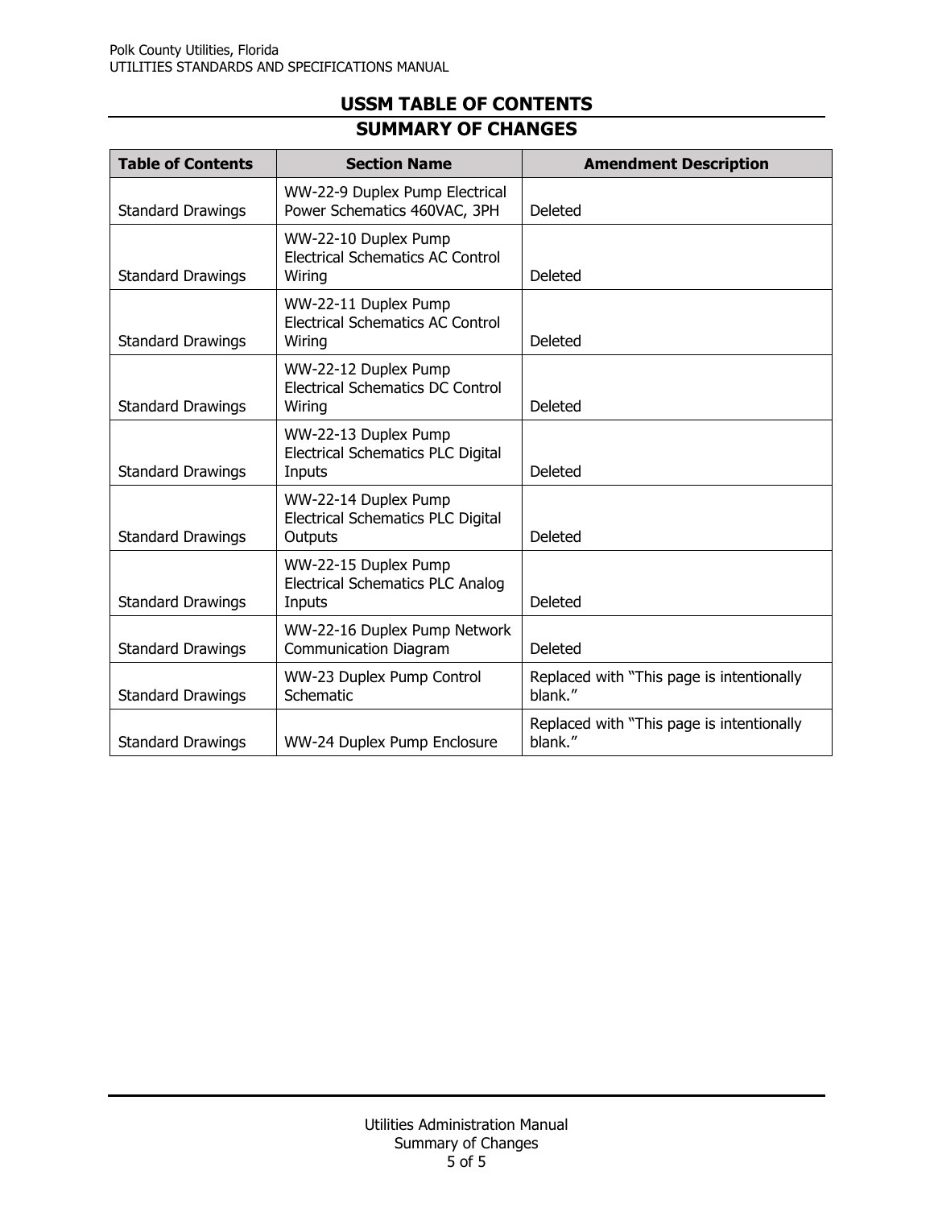## USSM TABLE OF CONTENTS

## SUMMARY OF CHANGES

| Table of Contents | Section Name | Amendment Description |
| --- | --- | --- |
| Standard Drawings | WW-22-9 Duplex Pump Electrical Power Schematics 460VAC, 3PH | Deleted |
| Standard Drawings | WW-22-10 Duplex Pump Electrical Schematics AC Control Wiring | Deleted |
| Standard Drawings | WW-22-11 Duplex Pump Electrical Schematics AC Control Wiring | Deleted |
| Standard Drawings | WW-22-12 Duplex Pump Electrical Schematics DC Control Wiring | Deleted |
| Standard Drawings | WW-22-13 Duplex Pump Electrical Schematics PLC Digital Inputs | Deleted |
| Standard Drawings | WW-22-14 Duplex Pump Electrical Schematics PLC Digital Outputs | Deleted |
| Standard Drawings | WW-22-15 Duplex Pump Electrical Schematics PLC Analog Inputs | Deleted |
| Standard Drawings | WW-22-16 Duplex Pump Network Communication Diagram | Deleted |
| Standard Drawings | WW-23 Duplex Pump Control Schematic | Replaced with "This page is intentionally blank." |
| Standard Drawings | WW-24 Duplex Pump Enclosure | Replaced with "This page is intentionally blank." |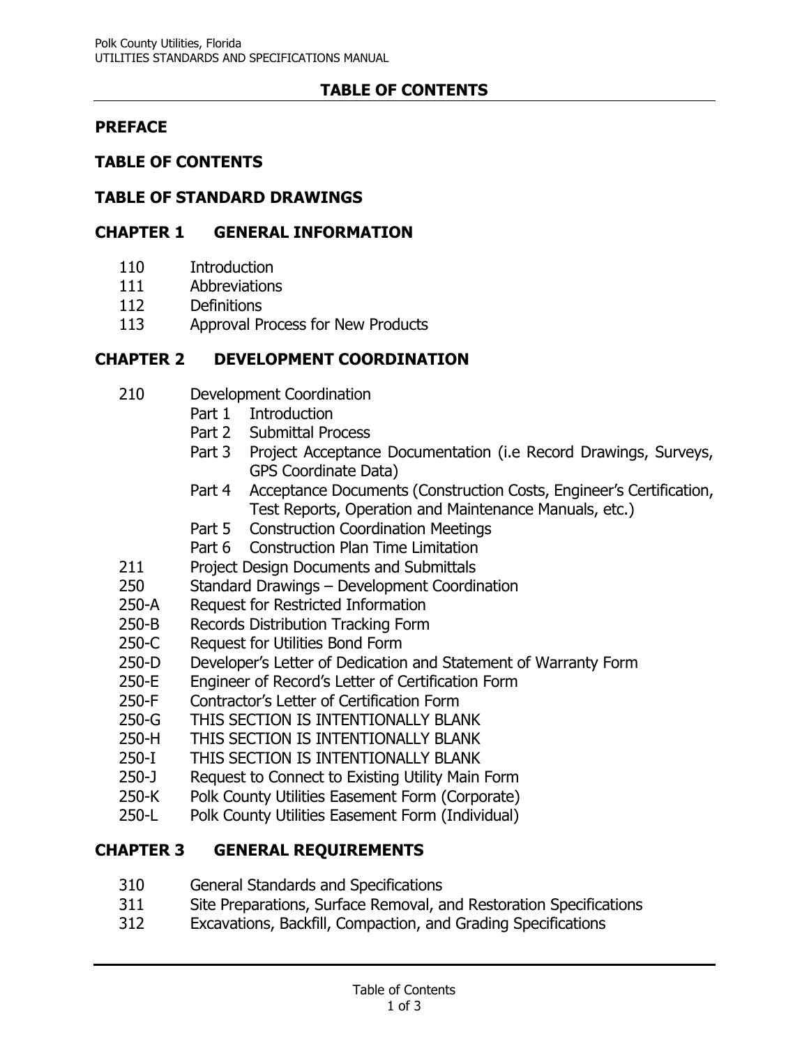## TABLE OF CONTENTS

**PREFACE**

**TABLE OF CONTENTS**

**TABLE OF STANDARD DRAWINGS**

## CHAPTER 1 GENERAL INFORMATION

- 110 Introduction
- 111 Abbreviations
- 112 Definitions
- 113 Approval Process for New Products

## CHAPTER 2 DEVELOPMENT COORDINATION

- 210 Development Coordination
  - Part 1 Introduction
  - Part 2 Submittal Process
  - Part 3 Project Acceptance Documentation (i.e Record Drawings, Surveys, GPS Coordinate Data)
  - Part 4 Acceptance Documents (Construction Costs, Engineer's Certification, Test Reports, Operation and Maintenance Manuals, etc.)
  - Part 5 Construction Coordination Meetings
  - Part 6 Construction Plan Time Limitation
- 211 Project Design Documents and Submittals
- 250 Standard Drawings – Development Coordination
- 250-A Request for Restricted Information
- 250-B Records Distribution Tracking Form
- 250-C Request for Utilities Bond Form
- 250-D Developer's Letter of Dedication and Statement of Warranty Form
- 250-E Engineer of Record's Letter of Certification Form
- 250-F Contractor's Letter of Certification Form
- 250-G THIS SECTION IS INTENTIONALLY BLANK
- 250-H THIS SECTION IS INTENTIONALLY BLANK
- 250-I THIS SECTION IS INTENTIONALLY BLANK
- 250-J Request to Connect to Existing Utility Main Form
- 250-K Polk County Utilities Easement Form (Corporate)
- 250-L Polk County Utilities Easement Form (Individual)

## CHAPTER 3 GENERAL REQUIREMENTS

- 310 General Standards and Specifications
- 311 Site Preparations, Surface Removal, and Restoration Specifications
- 312 Excavations, Backfill, Compaction, and Grading Specifications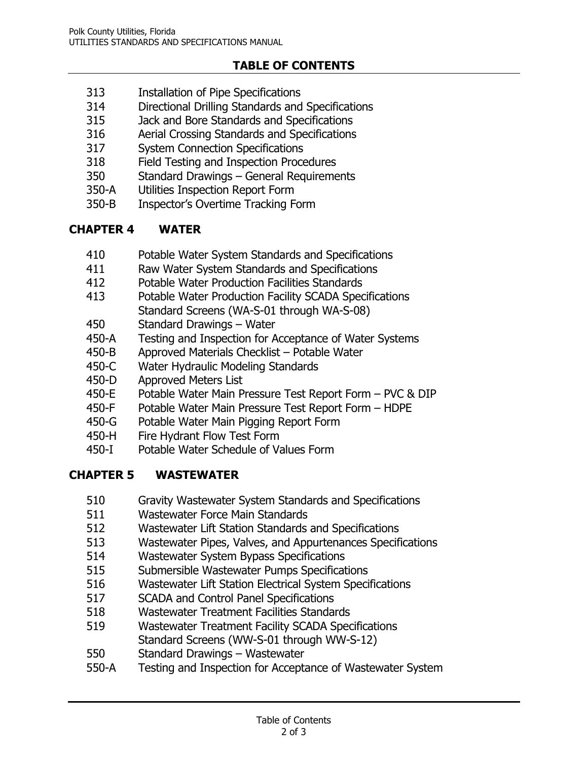## TABLE OF CONTENTS

| | |
|---|---|
| 313 | Installation of Pipe Specifications |
| 314 | Directional Drilling Standards and Specifications |
| 315 | Jack and Bore Standards and Specifications |
| 316 | Aerial Crossing Standards and Specifications |
| 317 | System Connection Specifications |
| 318 | Field Testing and Inspection Procedures |
| 350 | Standard Drawings – General Requirements |
| 350-A | Utilities Inspection Report Form |
| 350-B | Inspector's Overtime Tracking Form |

## CHAPTER 4 WATER

| | |
|---|---|
| 410 | Potable Water System Standards and Specifications |
| 411 | Raw Water System Standards and Specifications |
| 412 | Potable Water Production Facilities Standards |
| 413 | Potable Water Production Facility SCADA Specifications Standard Screens (WA-S-01 through WA-S-08) |
| 450 | Standard Drawings – Water |
| 450-A | Testing and Inspection for Acceptance of Water Systems |
| 450-B | Approved Materials Checklist – Potable Water |
| 450-C | Water Hydraulic Modeling Standards |
| 450-D | Approved Meters List |
| 450-E | Potable Water Main Pressure Test Report Form – PVC & DIP |
| 450-F | Potable Water Main Pressure Test Report Form – HDPE |
| 450-G | Potable Water Main Pigging Report Form |
| 450-H | Fire Hydrant Flow Test Form |
| 450-I | Potable Water Schedule of Values Form |

## CHAPTER 5 WASTEWATER

| | |
|---|---|
| 510 | Gravity Wastewater System Standards and Specifications |
| 511 | Wastewater Force Main Standards |
| 512 | Wastewater Lift Station Standards and Specifications |
| 513 | Wastewater Pipes, Valves, and Appurtenances Specifications |
| 514 | Wastewater System Bypass Specifications |
| 515 | Submersible Wastewater Pumps Specifications |
| 516 | Wastewater Lift Station Electrical System Specifications |
| 517 | SCADA and Control Panel Specifications |
| 518 | Wastewater Treatment Facilities Standards |
| 519 | Wastewater Treatment Facility SCADA Specifications Standard Screens (WW-S-01 through WW-S-12) |
| 550 | Standard Drawings – Wastewater |
| 550-A | Testing and Inspection for Acceptance of Wastewater System |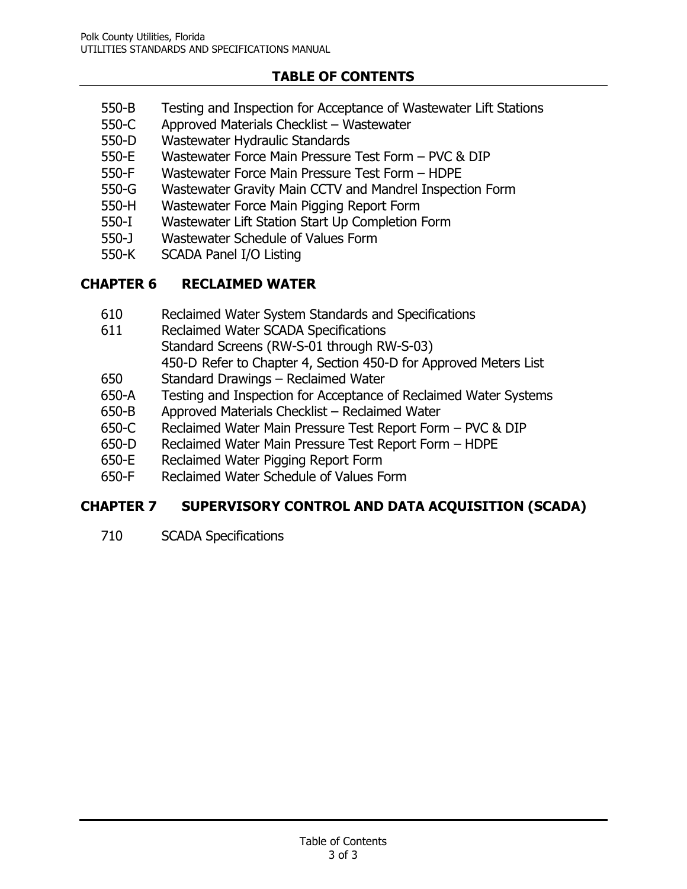## TABLE OF CONTENTS

- 550-B Testing and Inspection for Acceptance of Wastewater Lift Stations
- 550-C Approved Materials Checklist – Wastewater
- 550-D Wastewater Hydraulic Standards
- 550-E Wastewater Force Main Pressure Test Form – PVC & DIP
- 550-F Wastewater Force Main Pressure Test Form – HDPE
- 550-G Wastewater Gravity Main CCTV and Mandrel Inspection Form
- 550-H Wastewater Force Main Pigging Report Form
- 550-I Wastewater Lift Station Start Up Completion Form
- 550-J Wastewater Schedule of Values Form
- 550-K SCADA Panel I/O Listing

## CHAPTER 6 RECLAIMED WATER

- 610 Reclaimed Water System Standards and Specifications
- 611 Reclaimed Water SCADA Specifications
  - Standard Screens (RW-S-01 through RW-S-03)
  - 450-D Refer to Chapter 4, Section 450-D for Approved Meters List
- 650 Standard Drawings – Reclaimed Water
- 650-A Testing and Inspection for Acceptance of Reclaimed Water Systems
- 650-B Approved Materials Checklist – Reclaimed Water
- 650-C Reclaimed Water Main Pressure Test Report Form – PVC & DIP
- 650-D Reclaimed Water Main Pressure Test Report Form – HDPE
- 650-E Reclaimed Water Pigging Report Form
- 650-F Reclaimed Water Schedule of Values Form

## CHAPTER 7 SUPERVISORY CONTROL AND DATA ACQUISITION (SCADA)

- 710 SCADA Specifications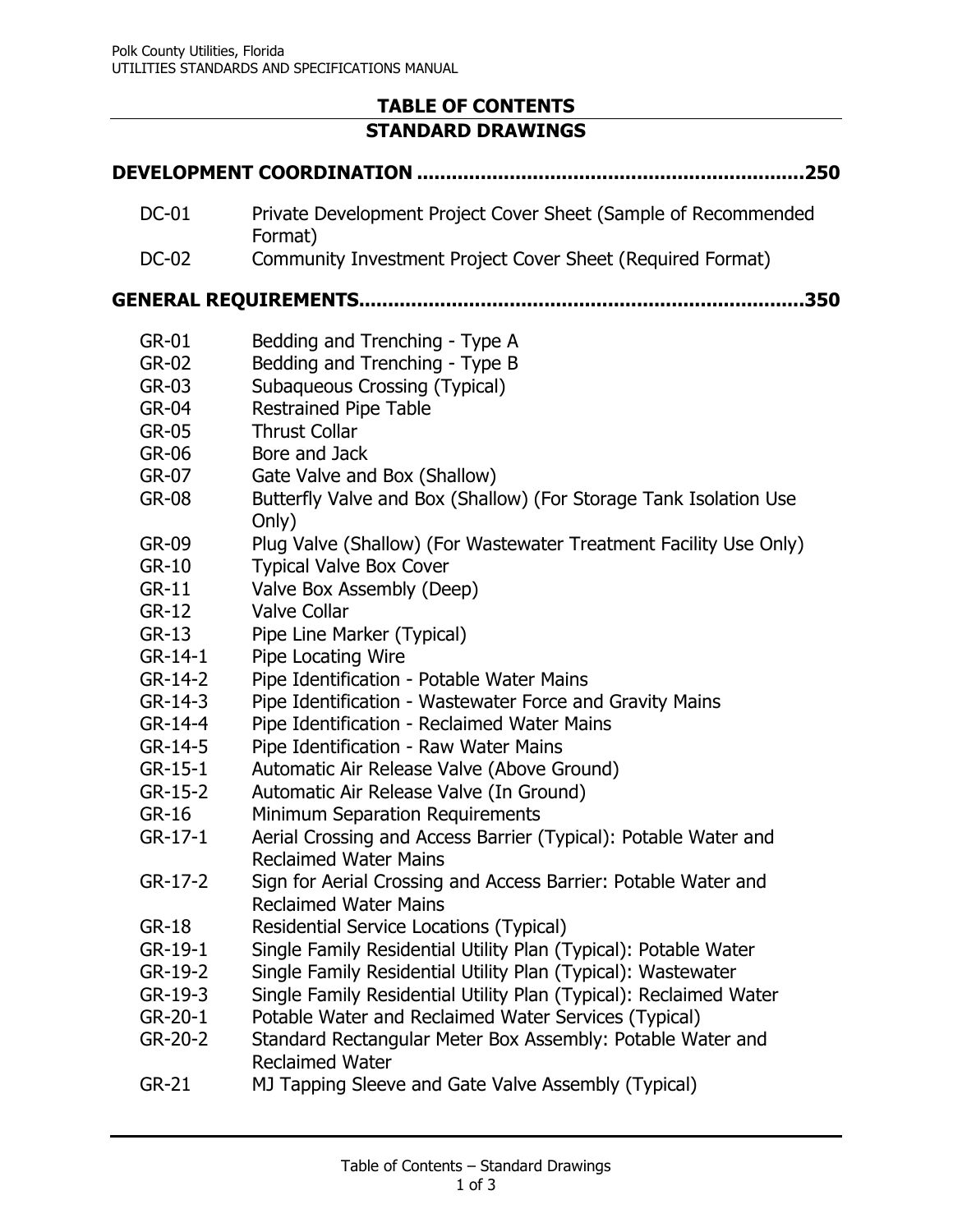# TABLE OF CONTENTS

## STANDARD DRAWINGS

**DEVELOPMENT COORDINATION .................................................................250**

| | |
|---|---|
| DC-01 | Private Development Project Cover Sheet (Sample of Recommended Format) |
| DC-02 | Community Investment Project Cover Sheet (Required Format) |

**GENERAL REQUIREMENTS...........................................................................350**

| | |
|---|---|
| GR-01 | Bedding and Trenching - Type A |
| GR-02 | Bedding and Trenching - Type B |
| GR-03 | Subaqueous Crossing (Typical) |
| GR-04 | Restrained Pipe Table |
| GR-05 | Thrust Collar |
| GR-06 | Bore and Jack |
| GR-07 | Gate Valve and Box (Shallow) |
| GR-08 | Butterfly Valve and Box (Shallow) (For Storage Tank Isolation Use Only) |
| GR-09 | Plug Valve (Shallow) (For Wastewater Treatment Facility Use Only) |
| GR-10 | Typical Valve Box Cover |
| GR-11 | Valve Box Assembly (Deep) |
| GR-12 | Valve Collar |
| GR-13 | Pipe Line Marker (Typical) |
| GR-14-1 | Pipe Locating Wire |
| GR-14-2 | Pipe Identification - Potable Water Mains |
| GR-14-3 | Pipe Identification - Wastewater Force and Gravity Mains |
| GR-14-4 | Pipe Identification - Reclaimed Water Mains |
| GR-14-5 | Pipe Identification - Raw Water Mains |
| GR-15-1 | Automatic Air Release Valve (Above Ground) |
| GR-15-2 | Automatic Air Release Valve (In Ground) |
| GR-16 | Minimum Separation Requirements |
| GR-17-1 | Aerial Crossing and Access Barrier (Typical): Potable Water and Reclaimed Water Mains |
| GR-17-2 | Sign for Aerial Crossing and Access Barrier: Potable Water and Reclaimed Water Mains |
| GR-18 | Residential Service Locations (Typical) |
| GR-19-1 | Single Family Residential Utility Plan (Typical): Potable Water |
| GR-19-2 | Single Family Residential Utility Plan (Typical): Wastewater |
| GR-19-3 | Single Family Residential Utility Plan (Typical): Reclaimed Water |
| GR-20-1 | Potable Water and Reclaimed Water Services (Typical) |
| GR-20-2 | Standard Rectangular Meter Box Assembly: Potable Water and Reclaimed Water |
| GR-21 | MJ Tapping Sleeve and Gate Valve Assembly (Typical) |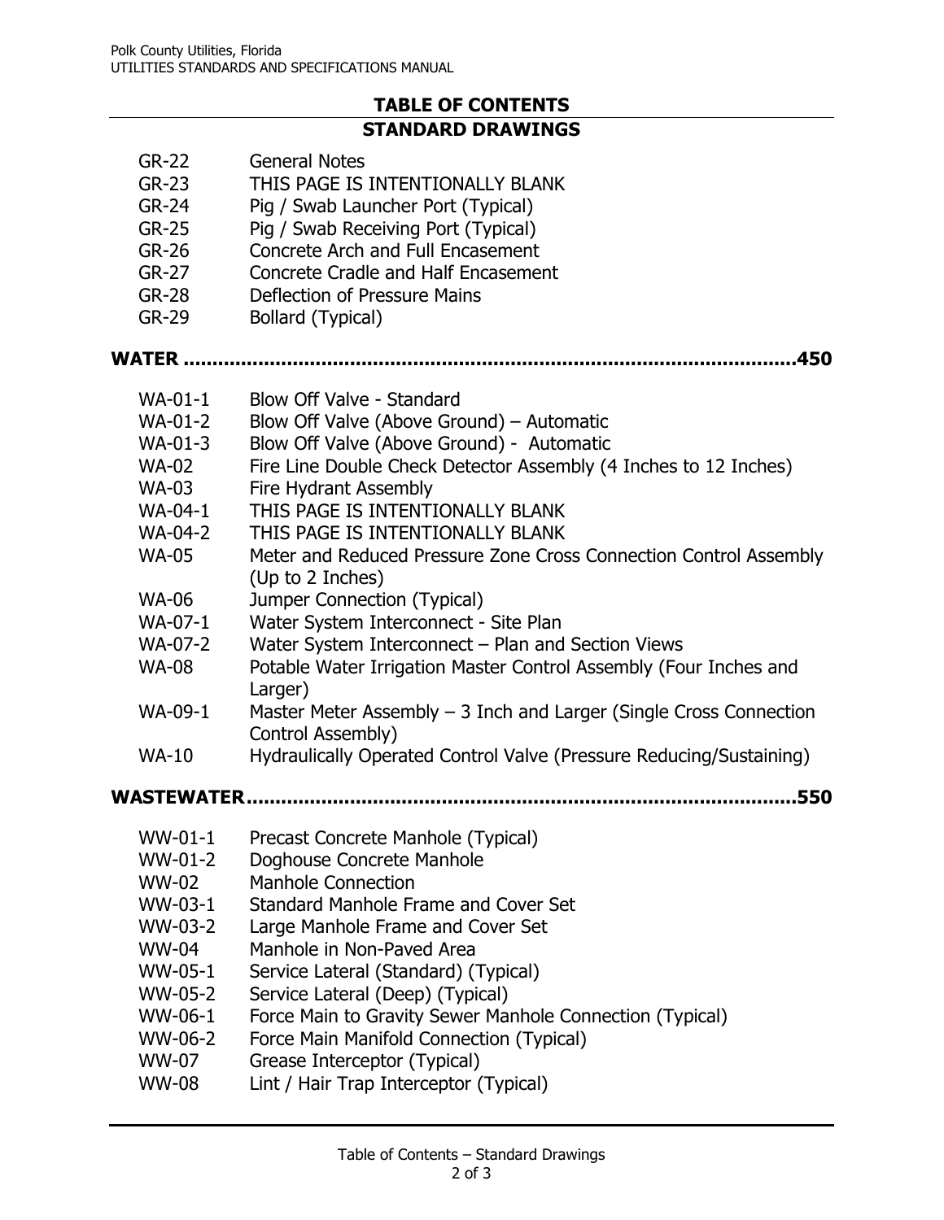# TABLE OF CONTENTS

## STANDARD DRAWINGS

| | |
|---|---|
| GR-22 | General Notes |
| GR-23 | THIS PAGE IS INTENTIONALLY BLANK |
| GR-24 | Pig / Swab Launcher Port (Typical) |
| GR-25 | Pig / Swab Receiving Port (Typical) |
| GR-26 | Concrete Arch and Full Encasement |
| GR-27 | Concrete Cradle and Half Encasement |
| GR-28 | Deflection of Pressure Mains |
| GR-29 | Bollard (Typical) |

**WATER ......................................................................................................450**

| | |
|---|---|
| WA-01-1 | Blow Off Valve - Standard |
| WA-01-2 | Blow Off Valve (Above Ground) – Automatic |
| WA-01-3 | Blow Off Valve (Above Ground) - Automatic |
| WA-02 | Fire Line Double Check Detector Assembly (4 Inches to 12 Inches) |
| WA-03 | Fire Hydrant Assembly |
| WA-04-1 | THIS PAGE IS INTENTIONALLY BLANK |
| WA-04-2 | THIS PAGE IS INTENTIONALLY BLANK |
| WA-05 | Meter and Reduced Pressure Zone Cross Connection Control Assembly (Up to 2 Inches) |
| WA-06 | Jumper Connection (Typical) |
| WA-07-1 | Water System Interconnect - Site Plan |
| WA-07-2 | Water System Interconnect – Plan and Section Views |
| WA-08 | Potable Water Irrigation Master Control Assembly (Four Inches and Larger) |
| WA-09-1 | Master Meter Assembly – 3 Inch and Larger (Single Cross Connection Control Assembly) |
| WA-10 | Hydraulically Operated Control Valve (Pressure Reducing/Sustaining) |

**WASTEWATER.............................................................................................550**

| | |
|---|---|
| WW-01-1 | Precast Concrete Manhole (Typical) |
| WW-01-2 | Doghouse Concrete Manhole |
| WW-02 | Manhole Connection |
| WW-03-1 | Standard Manhole Frame and Cover Set |
| WW-03-2 | Large Manhole Frame and Cover Set |
| WW-04 | Manhole in Non-Paved Area |
| WW-05-1 | Service Lateral (Standard) (Typical) |
| WW-05-2 | Service Lateral (Deep) (Typical) |
| WW-06-1 | Force Main to Gravity Sewer Manhole Connection (Typical) |
| WW-06-2 | Force Main Manifold Connection (Typical) |
| WW-07 | Grease Interceptor (Typical) |
| WW-08 | Lint / Hair Trap Interceptor (Typical) |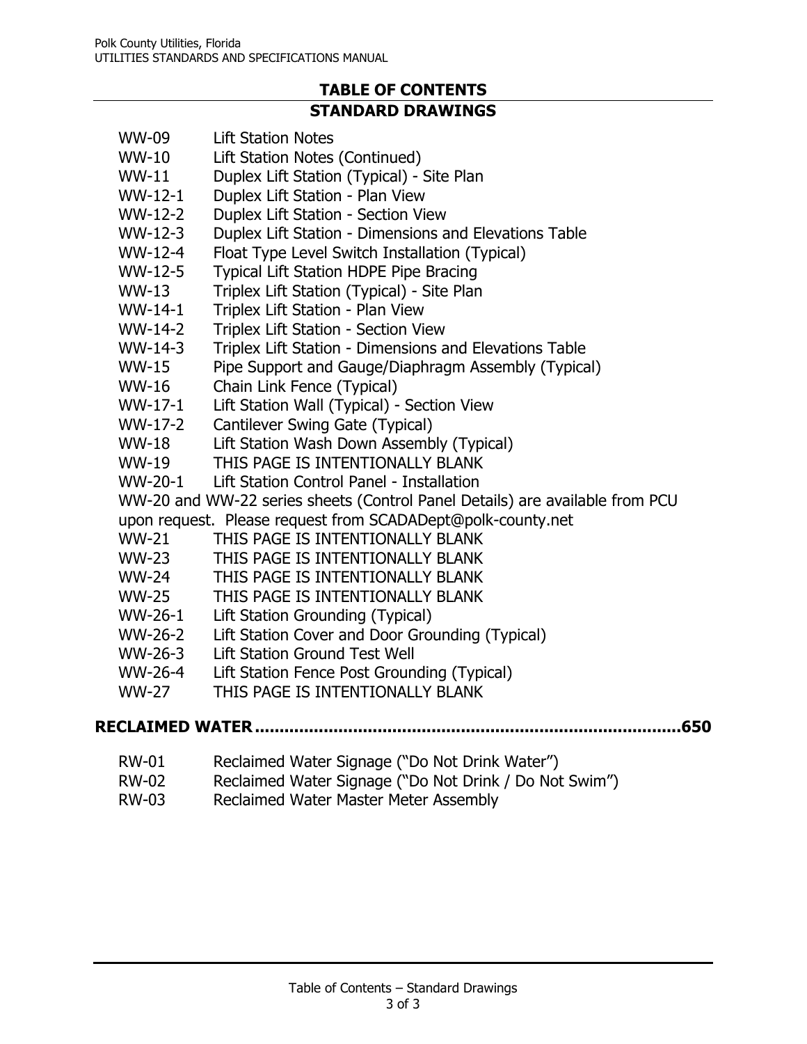## TABLE OF CONTENTS
## STANDARD DRAWINGS

| | |
|---|---|
| WW-09 | Lift Station Notes |
| WW-10 | Lift Station Notes (Continued) |
| WW-11 | Duplex Lift Station (Typical) - Site Plan |
| WW-12-1 | Duplex Lift Station - Plan View |
| WW-12-2 | Duplex Lift Station - Section View |
| WW-12-3 | Duplex Lift Station - Dimensions and Elevations Table |
| WW-12-4 | Float Type Level Switch Installation (Typical) |
| WW-12-5 | Typical Lift Station HDPE Pipe Bracing |
| WW-13 | Triplex Lift Station (Typical) - Site Plan |
| WW-14-1 | Triplex Lift Station - Plan View |
| WW-14-2 | Triplex Lift Station - Section View |
| WW-14-3 | Triplex Lift Station - Dimensions and Elevations Table |
| WW-15 | Pipe Support and Gauge/Diaphragm Assembly (Typical) |
| WW-16 | Chain Link Fence (Typical) |
| WW-17-1 | Lift Station Wall (Typical) - Section View |
| WW-17-2 | Cantilever Swing Gate (Typical) |
| WW-18 | Lift Station Wash Down Assembly (Typical) |
| WW-19 | THIS PAGE IS INTENTIONALLY BLANK |
| WW-20-1 | Lift Station Control Panel - Installation |

WW-20 and WW-22 series sheets (Control Panel Details) are available from PCU upon request. Please request from SCADADept@polk-county.net

| | |
|---|---|
| WW-21 | THIS PAGE IS INTENTIONALLY BLANK |
| WW-23 | THIS PAGE IS INTENTIONALLY BLANK |
| WW-24 | THIS PAGE IS INTENTIONALLY BLANK |
| WW-25 | THIS PAGE IS INTENTIONALLY BLANK |
| WW-26-1 | Lift Station Grounding (Typical) |
| WW-26-2 | Lift Station Cover and Door Grounding (Typical) |
| WW-26-3 | Lift Station Ground Test Well |
| WW-26-4 | Lift Station Fence Post Grounding (Typical) |
| WW-27 | THIS PAGE IS INTENTIONALLY BLANK |

**RECLAIMED WATER ........................................................................................650**

| | |
|---|---|
| RW-01 | Reclaimed Water Signage ("Do Not Drink Water") |
| RW-02 | Reclaimed Water Signage ("Do Not Drink / Do Not Swim") |
| RW-03 | Reclaimed Water Master Meter Assembly |